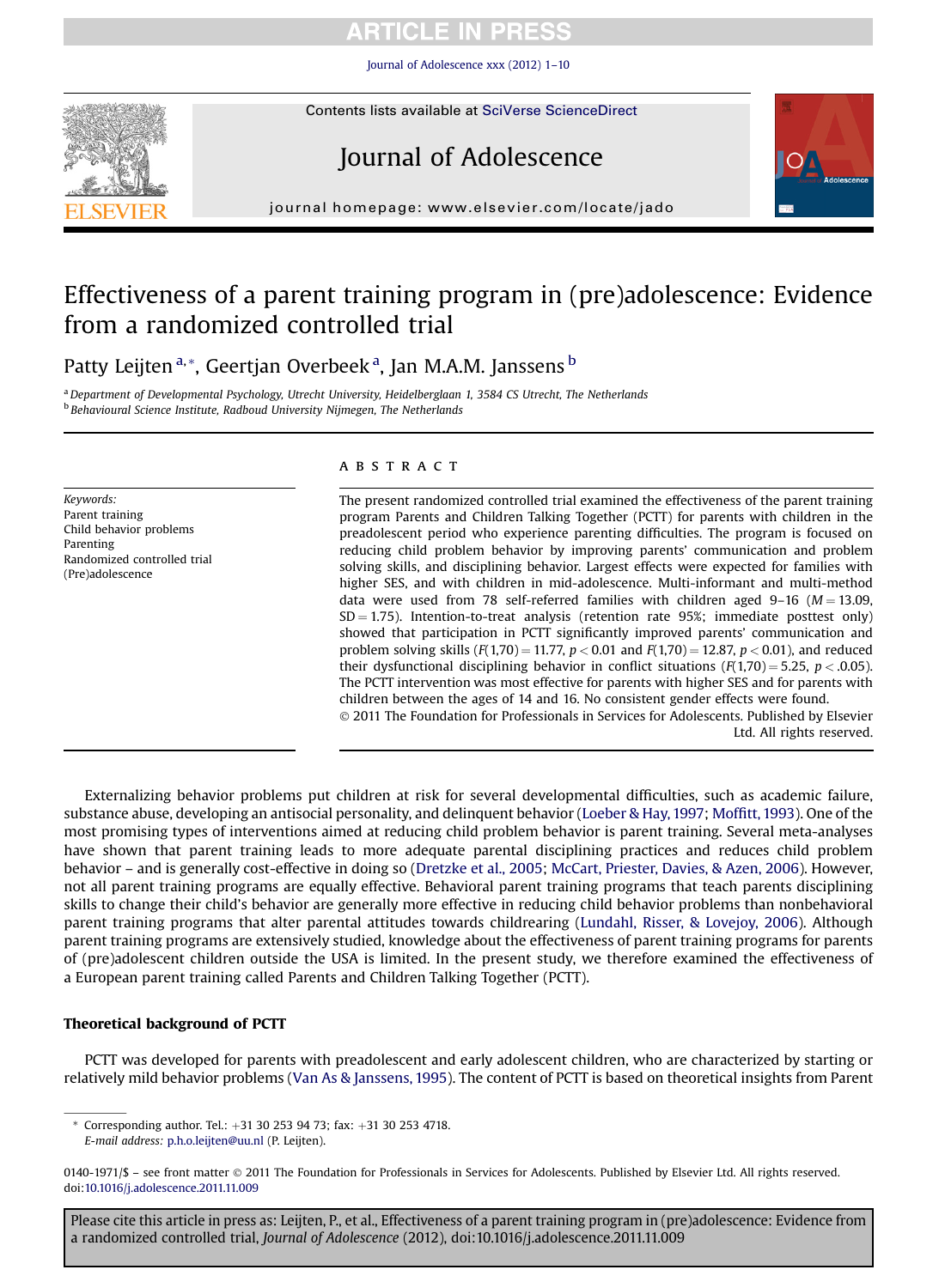# Effectiveness of a parent training program in (pre)adolescence: Evidence from a randomized controlled trial

Patty Leijten[a,*], Geertjan Overbeek[a], Jan M.A.M. Janssens[b]

[a] Department of Developmental Psychology, Utrecht University, Heidelberglaan 1, 3584 CS Utrecht, The Netherlands
[b] Behavioural Science Institute, Radboud University Nijmegen, The Netherlands

*Keywords:*
Parent training
Child behavior problems
Parenting
Randomized controlled trial
(Pre)adolescence

## ABSTRACT

The present randomized controlled trial examined the effectiveness of the parent training program Parents and Children Talking Together (PCTT) for parents with children in the preadolescent period who experience parenting difficulties. The program is focused on reducing child problem behavior by improving parents' communication and problem solving skills, and disciplining behavior. Largest effects were expected for families with higher SES, and with children in mid-adolescence. Multi-informant and multi-method data were used from 78 self-referred families with children aged 9–16 ($M = 13.09$, $SD = 1.75$). Intention-to-treat analysis (retention rate 95%; immediate posttest only) showed that participation in PCTT significantly improved parents' communication and problem solving skills ($F(1,70) = 11.77$, $p < 0.01$ and $F(1,70) = 12.87$, $p < 0.01$), and reduced their dysfunctional disciplining behavior in conflict situations ($F(1,70) = 5.25$, $p < .0.05$). The PCTT intervention was most effective for parents with higher SES and for parents with children between the ages of 14 and 16. No consistent gender effects were found.

© 2011 The Foundation for Professionals in Services for Adolescents. Published by Elsevier Ltd. All rights reserved.

Externalizing behavior problems put children at risk for several developmental difficulties, such as academic failure, substance abuse, developing an antisocial personality, and delinquent behavior (Loeber & Hay, 1997; Moffitt, 1993). One of the most promising types of interventions aimed at reducing child problem behavior is parent training. Several meta-analyses have shown that parent training leads to more adequate parental disciplining practices and reduces child problem behavior – and is generally cost-effective in doing so (Dretzke et al., 2005; McCart, Priester, Davies, & Azen, 2006). However, not all parent training programs are equally effective. Behavioral parent training programs that teach parents disciplining skills to change their child's behavior are generally more effective in reducing child behavior problems than nonbehavioral parent training programs that alter parental attitudes towards childrearing (Lundahl, Risser, & Lovejoy, 2006). Although parent training programs are extensively studied, knowledge about the effectiveness of parent training programs for parents of (pre)adolescent children outside the USA is limited. In the present study, we therefore examined the effectiveness of a European parent training called Parents and Children Talking Together (PCTT).

### Theoretical background of PCTT

PCTT was developed for parents with preadolescent and early adolescent children, who are characterized by starting or relatively mild behavior problems (Van As & Janssens, 1995). The content of PCTT is based on theoretical insights from Parent

* Corresponding author. Tel.: +31 30 253 94 73; fax: +31 30 253 4718.
*E-mail address:* p.h.o.leijten@uu.nl (P. Leijten).

0140-1971/$ – see front matter © 2011 The Foundation for Professionals in Services for Adolescents. Published by Elsevier Ltd. All rights reserved.
doi:10.1016/j.adolescence.2011.11.009

Please cite this article in press as: Leijten, P., et al., Effectiveness of a parent training program in (pre)adolescence: Evidence from a randomized controlled trial, *Journal of Adolescence* (2012), doi:10.1016/j.adolescence.2011.11.009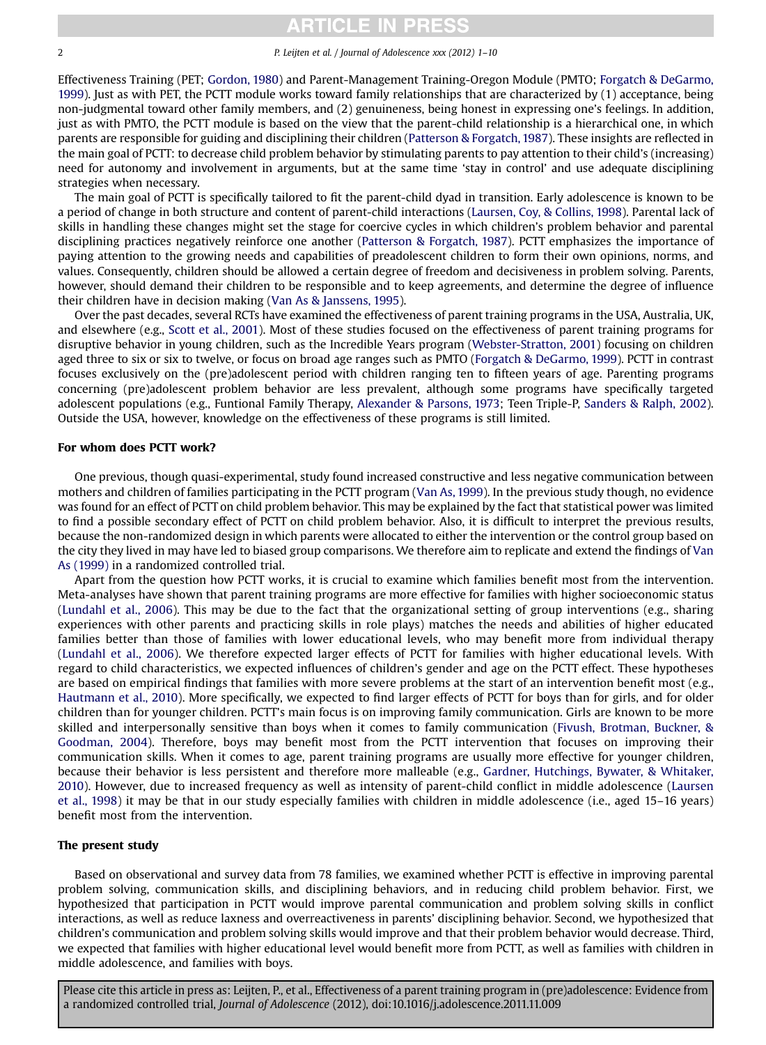Effectiveness Training (PET; Gordon, 1980) and Parent-Management Training-Oregon Module (PMTO; Forgatch & DeGarmo, 1999). Just as with PET, the PCTT module works toward family relationships that are characterized by (1) acceptance, being non-judgmental toward other family members, and (2) genuineness, being honest in expressing one's feelings. In addition, just as with PMTO, the PCTT module is based on the view that the parent-child relationship is a hierarchical one, in which parents are responsible for guiding and disciplining their children (Patterson & Forgatch, 1987). These insights are reflected in the main goal of PCTT: to decrease child problem behavior by stimulating parents to pay attention to their child's (increasing) need for autonomy and involvement in arguments, but at the same time 'stay in control' and use adequate disciplining strategies when necessary.

The main goal of PCTT is specifically tailored to fit the parent-child dyad in transition. Early adolescence is known to be a period of change in both structure and content of parent-child interactions (Laursen, Coy, & Collins, 1998). Parental lack of skills in handling these changes might set the stage for coercive cycles in which children's problem behavior and parental disciplining practices negatively reinforce one another (Patterson & Forgatch, 1987). PCTT emphasizes the importance of paying attention to the growing needs and capabilities of preadolescent children to form their own opinions, norms, and values. Consequently, children should be allowed a certain degree of freedom and decisiveness in problem solving. Parents, however, should demand their children to be responsible and to keep agreements, and determine the degree of influence their children have in decision making (Van As & Janssens, 1995).

Over the past decades, several RCTs have examined the effectiveness of parent training programs in the USA, Australia, UK, and elsewhere (e.g., Scott et al., 2001). Most of these studies focused on the effectiveness of parent training programs for disruptive behavior in young children, such as the Incredible Years program (Webster-Stratton, 2001) focusing on children aged three to six or six to twelve, or focus on broad age ranges such as PMTO (Forgatch & DeGarmo, 1999). PCTT in contrast focuses exclusively on the (pre)adolescent period with children ranging ten to fifteen years of age. Parenting programs concerning (pre)adolescent problem behavior are less prevalent, although some programs have specifically targeted adolescent populations (e.g., Funtional Family Therapy, Alexander & Parsons, 1973; Teen Triple-P, Sanders & Ralph, 2002). Outside the USA, however, knowledge on the effectiveness of these programs is still limited.

## For whom does PCTT work?

One previous, though quasi-experimental, study found increased constructive and less negative communication between mothers and children of families participating in the PCTT program (Van As, 1999). In the previous study though, no evidence was found for an effect of PCTT on child problem behavior. This may be explained by the fact that statistical power was limited to find a possible secondary effect of PCTT on child problem behavior. Also, it is difficult to interpret the previous results, because the non-randomized design in which parents were allocated to either the intervention or the control group based on the city they lived in may have led to biased group comparisons. We therefore aim to replicate and extend the findings of Van As (1999) in a randomized controlled trial.

Apart from the question how PCTT works, it is crucial to examine which families benefit most from the intervention. Meta-analyses have shown that parent training programs are more effective for families with higher socioeconomic status (Lundahl et al., 2006). This may be due to the fact that the organizational setting of group interventions (e.g., sharing experiences with other parents and practicing skills in role plays) matches the needs and abilities of higher educated families better than those of families with lower educational levels, who may benefit more from individual therapy (Lundahl et al., 2006). We therefore expected larger effects of PCTT for families with higher educational levels. With regard to child characteristics, we expected influences of children's gender and age on the PCTT effect. These hypotheses are based on empirical findings that families with more severe problems at the start of an intervention benefit most (e.g., Hautmann et al., 2010). More specifically, we expected to find larger effects of PCTT for boys than for girls, and for older children than for younger children. PCTT's main focus is on improving family communication. Girls are known to be more skilled and interpersonally sensitive than boys when it comes to family communication (Fivush, Brotman, Buckner, & Goodman, 2004). Therefore, boys may benefit most from the PCTT intervention that focuses on improving their communication skills. When it comes to age, parent training programs are usually more effective for younger children, because their behavior is less persistent and therefore more malleable (e.g., Gardner, Hutchings, Bywater, & Whitaker, 2010). However, due to increased frequency as well as intensity of parent-child conflict in middle adolescence (Laursen et al., 1998) it may be that in our study especially families with children in middle adolescence (i.e., aged 15–16 years) benefit most from the intervention.

## The present study

Based on observational and survey data from 78 families, we examined whether PCTT is effective in improving parental problem solving, communication skills, and disciplining behaviors, and in reducing child problem behavior. First, we hypothesized that participation in PCTT would improve parental communication and problem solving skills in conflict interactions, as well as reduce laxness and overreactiveness in parents' disciplining behavior. Second, we hypothesized that children's communication and problem solving skills would improve and that their problem behavior would decrease. Third, we expected that families with higher educational level would benefit more from PCTT, as well as families with children in middle adolescence, and families with boys.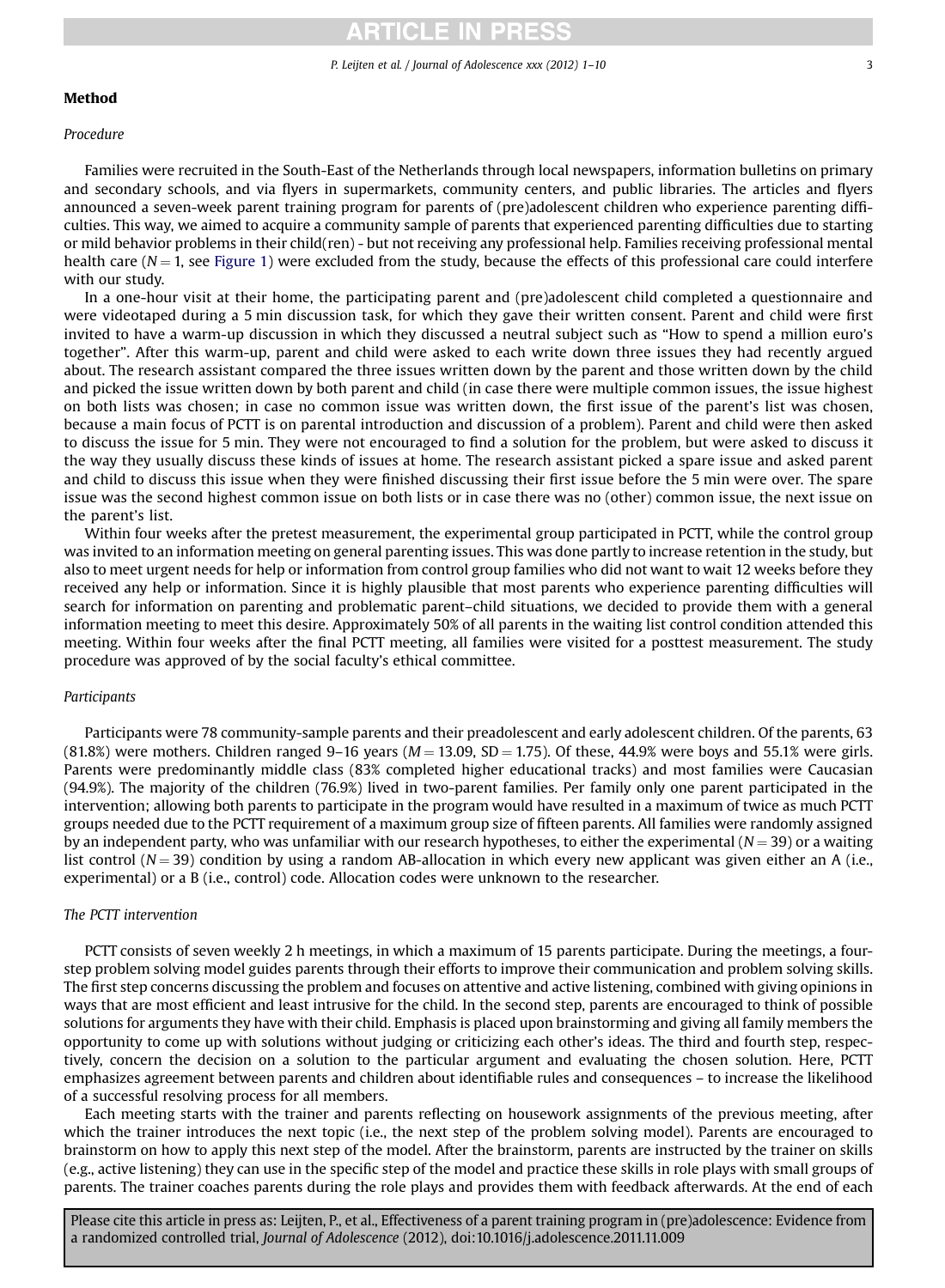## Method

### *Procedure*

Families were recruited in the South-East of the Netherlands through local newspapers, information bulletins on primary and secondary schools, and via flyers in supermarkets, community centers, and public libraries. The articles and flyers announced a seven-week parent training program for parents of (pre)adolescent children who experience parenting difficulties. This way, we aimed to acquire a community sample of parents that experienced parenting difficulties due to starting or mild behavior problems in their child(ren) - but not receiving any professional help. Families receiving professional mental health care ($N = 1$, see Figure 1) were excluded from the study, because the effects of this professional care could interfere with our study.

In a one-hour visit at their home, the participating parent and (pre)adolescent child completed a questionnaire and were videotaped during a 5 min discussion task, for which they gave their written consent. Parent and child were first invited to have a warm-up discussion in which they discussed a neutral subject such as "How to spend a million euro's together". After this warm-up, parent and child were asked to each write down three issues they had recently argued about. The research assistant compared the three issues written down by the parent and those written down by the child and picked the issue written down by both parent and child (in case there were multiple common issues, the issue highest on both lists was chosen; in case no common issue was written down, the first issue of the parent's list was chosen, because a main focus of PCTT is on parental introduction and discussion of a problem). Parent and child were then asked to discuss the issue for 5 min. They were not encouraged to find a solution for the problem, but were asked to discuss it the way they usually discuss these kinds of issues at home. The research assistant picked a spare issue and asked parent and child to discuss this issue when they were finished discussing their first issue before the 5 min were over. The spare issue was the second highest common issue on both lists or in case there was no (other) common issue, the next issue on the parent's list.

Within four weeks after the pretest measurement, the experimental group participated in PCTT, while the control group was invited to an information meeting on general parenting issues. This was done partly to increase retention in the study, but also to meet urgent needs for help or information from control group families who did not want to wait 12 weeks before they received any help or information. Since it is highly plausible that most parents who experience parenting difficulties will search for information on parenting and problematic parent–child situations, we decided to provide them with a general information meeting to meet this desire. Approximately 50% of all parents in the waiting list control condition attended this meeting. Within four weeks after the final PCTT meeting, all families were visited for a posttest measurement. The study procedure was approved of by the social faculty's ethical committee.

### *Participants*

Participants were 78 community-sample parents and their preadolescent and early adolescent children. Of the parents, 63 (81.8%) were mothers. Children ranged 9–16 years ($M = 13.09$, $SD = 1.75$). Of these, 44.9% were boys and 55.1% were girls. Parents were predominantly middle class (83% completed higher educational tracks) and most families were Caucasian (94.9%). The majority of the children (76.9%) lived in two-parent families. Per family only one parent participated in the intervention; allowing both parents to participate in the program would have resulted in a maximum of twice as much PCTT groups needed due to the PCTT requirement of a maximum group size of fifteen parents. All families were randomly assigned by an independent party, who was unfamiliar with our research hypotheses, to either the experimental ($N = 39$) or a waiting list control ($N = 39$) condition by using a random AB-allocation in which every new applicant was given either an A (i.e., experimental) or a B (i.e., control) code. Allocation codes were unknown to the researcher.

### *The PCTT intervention*

PCTT consists of seven weekly 2 h meetings, in which a maximum of 15 parents participate. During the meetings, a four-step problem solving model guides parents through their efforts to improve their communication and problem solving skills. The first step concerns discussing the problem and focuses on attentive and active listening, combined with giving opinions in ways that are most efficient and least intrusive for the child. In the second step, parents are encouraged to think of possible solutions for arguments they have with their child. Emphasis is placed upon brainstorming and giving all family members the opportunity to come up with solutions without judging or criticizing each other's ideas. The third and fourth step, respectively, concern the decision on a solution to the particular argument and evaluating the chosen solution. Here, PCTT emphasizes agreement between parents and children about identifiable rules and consequences – to increase the likelihood of a successful resolving process for all members.

Each meeting starts with the trainer and parents reflecting on housework assignments of the previous meeting, after which the trainer introduces the next topic (i.e., the next step of the problem solving model). Parents are encouraged to brainstorm on how to apply this next step of the model. After the brainstorm, parents are instructed by the trainer on skills (e.g., active listening) they can use in the specific step of the model and practice these skills in role plays with small groups of parents. The trainer coaches parents during the role plays and provides them with feedback afterwards. At the end of each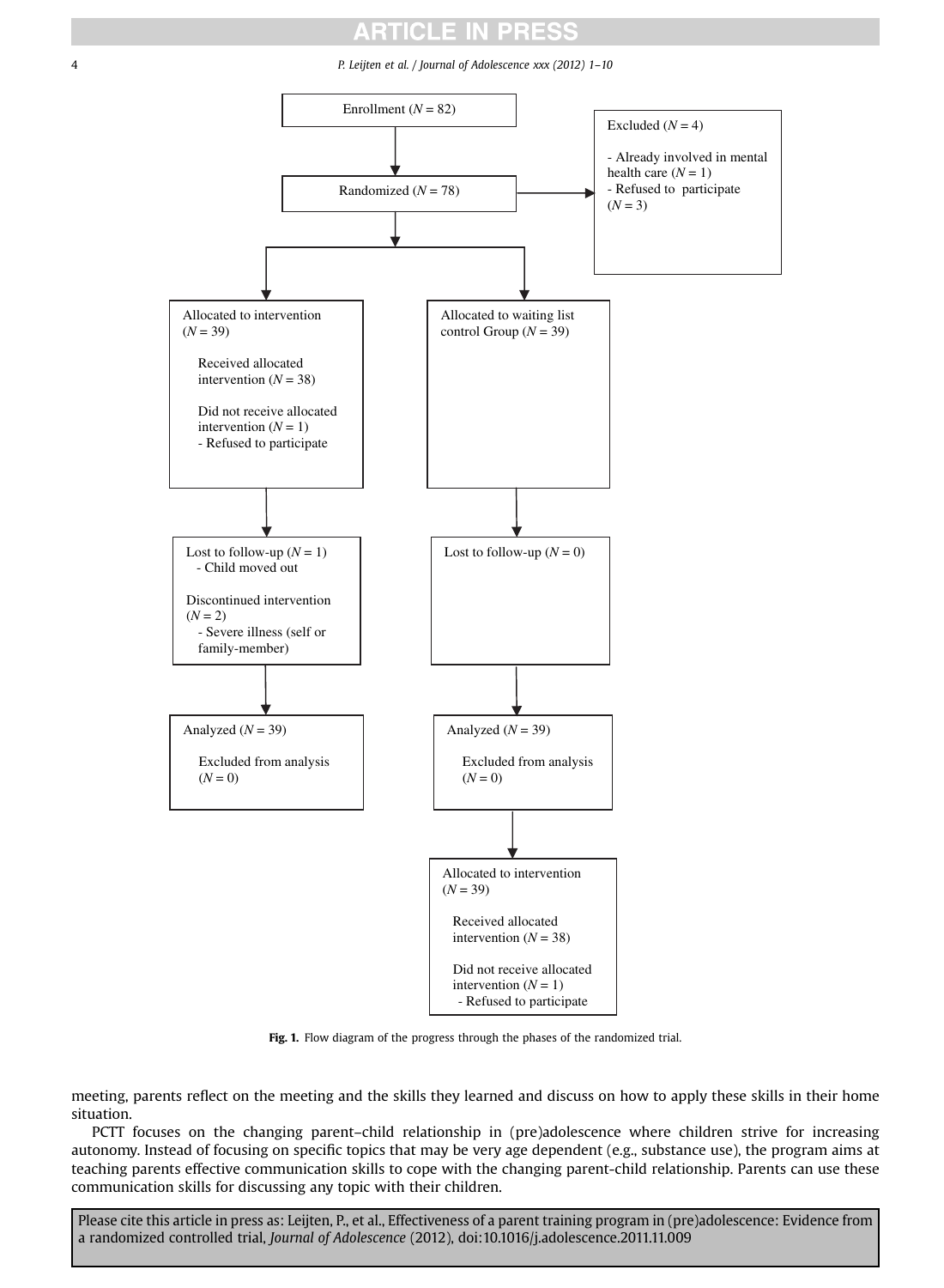Enrollment ($N = 82$)

Excluded ($N = 4$)
- Already involved in mental health care ($N = 1$)
- Refused to participate ($N = 3$)

Randomized ($N = 78$)

| Intervention group | Waiting list control group |
| --- | --- |
| Allocated to intervention ($N = 39$)<br>Received allocated intervention ($N = 38$)<br>Did not receive allocated intervention ($N = 1$)<br>- Refused to participate | Allocated to waiting list control Group ($N = 39$) |
| Lost to follow-up ($N = 1$)<br>- Child moved out<br>Discontinued intervention ($N = 2$)<br>- Severe illness (self or family-member) | Lost to follow-up ($N = 0$) |
| Analyzed ($N = 39$)<br>Excluded from analysis ($N = 0$) | Analyzed ($N = 39$)<br>Excluded from analysis ($N = 0$) |
| | Allocated to intervention ($N = 39$)<br>Received allocated intervention ($N = 38$)<br>Did not receive allocated intervention ($N = 1$)<br>- Refused to participate |

**Fig. 1.** Flow diagram of the progress through the phases of the randomized trial.

meeting, parents reflect on the meeting and the skills they learned and discuss on how to apply these skills in their home situation.

PCTT focuses on the changing parent–child relationship in (pre)adolescence where children strive for increasing autonomy. Instead of focusing on specific topics that may be very age dependent (e.g., substance use), the program aims at teaching parents effective communication skills to cope with the changing parent-child relationship. Parents can use these communication skills for discussing any topic with their children.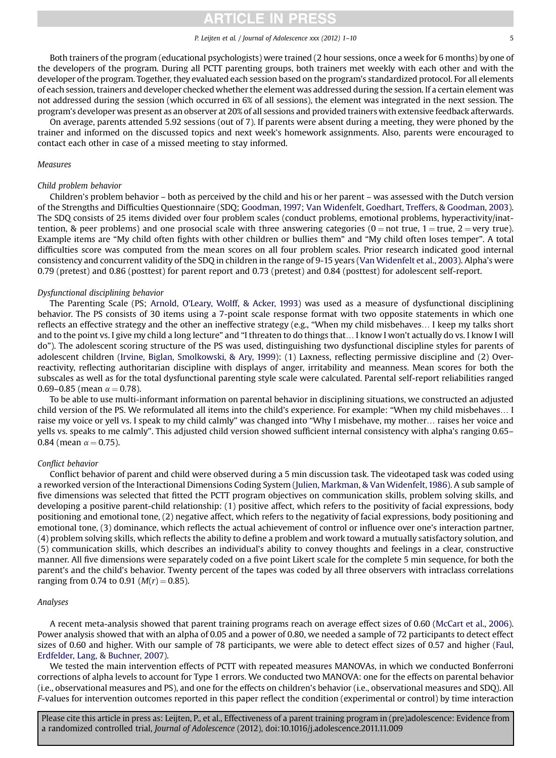Both trainers of the program (educational psychologists) were trained (2 hour sessions, once a week for 6 months) by one of the developers of the program. During all PCTT parenting groups, both trainers met weekly with each other and with the developer of the program. Together, they evaluated each session based on the program's standardized protocol. For all elements of each session, trainers and developer checked whether the element was addressed during the session. If a certain element was not addressed during the session (which occurred in 6% of all sessions), the element was integrated in the next session. The program's developer was present as an observer at 20% of all sessions and provided trainers with extensive feedback afterwards.

On average, parents attended 5.92 sessions (out of 7). If parents were absent during a meeting, they were phoned by the trainer and informed on the discussed topics and next week's homework assignments. Also, parents were encouraged to contact each other in case of a missed meeting to stay informed.

### *Measures*

#### *Child problem behavior*

Children's problem behavior – both as perceived by the child and his or her parent – was assessed with the Dutch version of the Strengths and Difficulties Questionnaire (SDQ; Goodman, 1997; Van Widenfelt, Goedhart, Treffers, & Goodman, 2003). The SDQ consists of 25 items divided over four problem scales (conduct problems, emotional problems, hyperactivity/inattention, & peer problems) and one prosocial scale with three answering categories (0 = not true, 1 = true, 2 = very true). Example items are "My child often fights with other children or bullies them" and "My child often loses temper". A total difficulties score was computed from the mean scores on all four problem scales. Prior research indicated good internal consistency and concurrent validity of the SDQ in children in the range of 9-15 years (Van Widenfelt et al., 2003). Alpha's were 0.79 (pretest) and 0.86 (posttest) for parent report and 0.73 (pretest) and 0.84 (posttest) for adolescent self-report.

#### *Dysfunctional disciplining behavior*

The Parenting Scale (PS; Arnold, O'Leary, Wolff, & Acker, 1993) was used as a measure of dysfunctional disciplining behavior. The PS consists of 30 items using a 7-point scale response format with two opposite statements in which one reflects an effective strategy and the other an ineffective strategy (e.g., "When my child misbehaves… I keep my talks short and to the point vs. I give my child a long lecture" and "I threaten to do things that… I know I won't actually do vs. I know I will do"). The adolescent scoring structure of the PS was used, distinguishing two dysfunctional discipline styles for parents of adolescent children (Irvine, Biglan, Smolkowski, & Ary, 1999): (1) Laxness, reflecting permissive discipline and (2) Overreactivity, reflecting authoritarian discipline with displays of anger, irritability and meanness. Mean scores for both the subscales as well as for the total dysfunctional parenting style scale were calculated. Parental self-report reliabilities ranged 0.69–0.85 (mean $\alpha = 0.78$).

To be able to use multi-informant information on parental behavior in disciplining situations, we constructed an adjusted child version of the PS. We reformulated all items into the child's experience. For example: "When my child misbehaves… I raise my voice or yell vs. I speak to my child calmly" was changed into "Why I misbehave, my mother… raises her voice and yells vs. speaks to me calmly". This adjusted child version showed sufficient internal consistency with alpha's ranging 0.65–0.84 (mean $\alpha = 0.75$).

#### *Conflict behavior*

Conflict behavior of parent and child were observed during a 5 min discussion task. The videotaped task was coded using a reworked version of the Interactional Dimensions Coding System (Julien, Markman, & Van Widenfelt, 1986). A sub sample of five dimensions was selected that fitted the PCTT program objectives on communication skills, problem solving skills, and developing a positive parent-child relationship: (1) positive affect, which refers to the positivity of facial expressions, body positioning and emotional tone, (2) negative affect, which refers to the negativity of facial expressions, body positioning and emotional tone, (3) dominance, which reflects the actual achievement of control or influence over one's interaction partner, (4) problem solving skills, which reflects the ability to define a problem and work toward a mutually satisfactory solution, and (5) communication skills, which describes an individual's ability to convey thoughts and feelings in a clear, constructive manner. All five dimensions were separately coded on a five point Likert scale for the complete 5 min sequence, for both the parent's and the child's behavior. Twenty percent of the tapes was coded by all three observers with intraclass correlations ranging from 0.74 to 0.91 ($M(r) = 0.85$).

### *Analyses*

A recent meta-analysis showed that parent training programs reach on average effect sizes of 0.60 (McCart et al., 2006). Power analysis showed that with an alpha of 0.05 and a power of 0.80, we needed a sample of 72 participants to detect effect sizes of 0.60 and higher. With our sample of 78 participants, we were able to detect effect sizes of 0.57 and higher (Faul, Erdfelder, Lang, & Buchner, 2007).

We tested the main intervention effects of PCTT with repeated measures MANOVAs, in which we conducted Bonferroni corrections of alpha levels to account for Type 1 errors. We conducted two MANOVA: one for the effects on parental behavior (i.e., observational measures and PS), and one for the effects on children's behavior (i.e., observational measures and SDQ). All *F*-values for intervention outcomes reported in this paper reflect the condition (experimental or control) by time interaction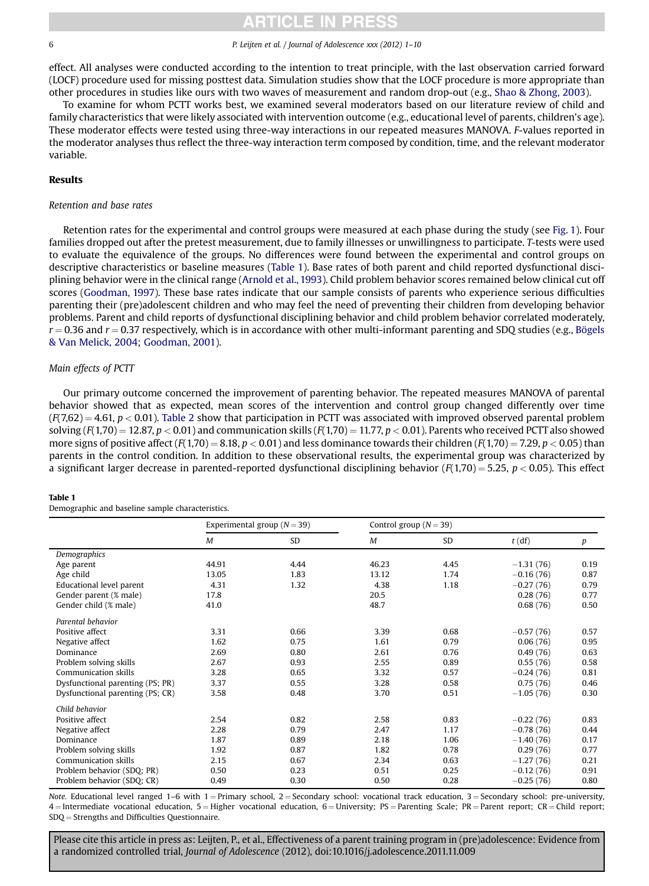effect. All analyses were conducted according to the intention to treat principle, with the last observation carried forward (LOCF) procedure used for missing posttest data. Simulation studies show that the LOCF procedure is more appropriate than other procedures in studies like ours with two waves of measurement and random drop-out (e.g., Shao & Zhong, 2003).

To examine for whom PCTT works best, we examined several moderators based on our literature review of child and family characteristics that were likely associated with intervention outcome (e.g., educational level of parents, children's age). These moderator effects were tested using three-way interactions in our repeated measures MANOVA. *F*-values reported in the moderator analyses thus reflect the three-way interaction term composed by condition, time, and the relevant moderator variable.

## Results

### *Retention and base rates*

Retention rates for the experimental and control groups were measured at each phase during the study (see Fig. 1). Four families dropped out after the pretest measurement, due to family illnesses or unwillingness to participate. *T*-tests were used to evaluate the equivalence of the groups. No differences were found between the experimental and control groups on descriptive characteristics or baseline measures (Table 1). Base rates of both parent and child reported dysfunctional disciplining behavior were in the clinical range (Arnold et al., 1993). Child problem behavior scores remained below clinical cut off scores (Goodman, 1997). These base rates indicate that our sample consists of parents who experience serious difficulties parenting their (pre)adolescent children and who may feel the need of preventing their children from developing behavior problems. Parent and child reports of dysfunctional disciplining behavior and child problem behavior correlated moderately, $r = 0.36$ and $r = 0.37$ respectively, which is in accordance with other multi-informant parenting and SDQ studies (e.g., Bögels & Van Melick, 2004; Goodman, 2001).

### *Main effects of PCTT*

Our primary outcome concerned the improvement of parenting behavior. The repeated measures MANOVA of parental behavior showed that as expected, mean scores of the intervention and control group changed differently over time ($F(7,62) = 4.61$, $p < 0.01$). Table 2 show that participation in PCTT was associated with improved observed parental problem solving ($F(1,70) = 12.87$, $p < 0.01$) and communication skills ($F(1,70) = 11.77$, $p < 0.01$). Parents who received PCTT also showed more signs of positive affect ($F(1,70) = 8.18$, $p < 0.01$) and less dominance towards their children ($F(1,70) = 7.29$, $p < 0.05$) than parents in the control condition. In addition to these observational results, the experimental group was characterized by a significant larger decrease in parented-reported dysfunctional disciplining behavior ($F(1,70) = 5.25$, $p < 0.05$). This effect

**Table 1**
Demographic and baseline sample characteristics.

| | Experimental group ($N = 39$) | | Control group ($N = 39$) | | | |
|---|---|---|---|---|---|---|
| | *M* | SD | *M* | SD | *t* (df) | *p* |
| *Demographics* | | | | | | |
| Age parent | 44.91 | 4.44 | 46.23 | 4.45 | −1.31 (76) | 0.19 |
| Age child | 13.05 | 1.83 | 13.12 | 1.74 | −0.16 (76) | 0.87 |
| Educational level parent | 4.31 | 1.32 | 4.38 | 1.18 | −0.27 (76) | 0.79 |
| Gender parent (% male) | 17.8 | | 20.5 | | 0.28 (76) | 0.77 |
| Gender child (% male) | 41.0 | | 48.7 | | 0.68 (76) | 0.50 |
| *Parental behavior* | | | | | | |
| Positive affect | 3.31 | 0.66 | 3.39 | 0.68 | −0.57 (76) | 0.57 |
| Negative affect | 1.62 | 0.75 | 1.61 | 0.79 | 0.06 (76) | 0.95 |
| Dominance | 2.69 | 0.80 | 2.61 | 0.76 | 0.49 (76) | 0.63 |
| Problem solving skills | 2.67 | 0.93 | 2.55 | 0.89 | 0.55 (76) | 0.58 |
| Communication skills | 3.28 | 0.65 | 3.32 | 0.57 | −0.24 (76) | 0.81 |
| Dysfunctional parenting (PS; PR) | 3.37 | 0.55 | 3.28 | 0.58 | 0.75 (76) | 0.46 |
| Dysfunctional parenting (PS; CR) | 3.58 | 0.48 | 3.70 | 0.51 | −1.05 (76) | 0.30 |
| *Child behavior* | | | | | | |
| Positive affect | 2.54 | 0.82 | 2.58 | 0.83 | −0.22 (76) | 0.83 |
| Negative affect | 2.28 | 0.79 | 2.47 | 1.17 | −0.78 (76) | 0.44 |
| Dominance | 1.87 | 0.89 | 2.18 | 1.06 | −1.40 (76) | 0.17 |
| Problem solving skills | 1.92 | 0.87 | 1.82 | 0.78 | 0.29 (76) | 0.77 |
| Communication skills | 2.15 | 0.67 | 2.34 | 0.63 | −1.27 (76) | 0.21 |
| Problem behavior (SDQ; PR) | 0.50 | 0.23 | 0.51 | 0.25 | −0.12 (76) | 0.91 |
| Problem behavior (SDQ; CR) | 0.49 | 0.30 | 0.50 | 0.28 | −0.25 (76) | 0.80 |

*Note.* Educational level ranged 1–6 with 1 = Primary school, 2 = Secondary school: vocational track education, 3 = Secondary school: pre-university, 4 = Intermediate vocational education, 5 = Higher vocational education, 6 = University; PS = Parenting Scale; PR = Parent report; CR = Child report; SDQ = Strengths and Difficulties Questionnaire.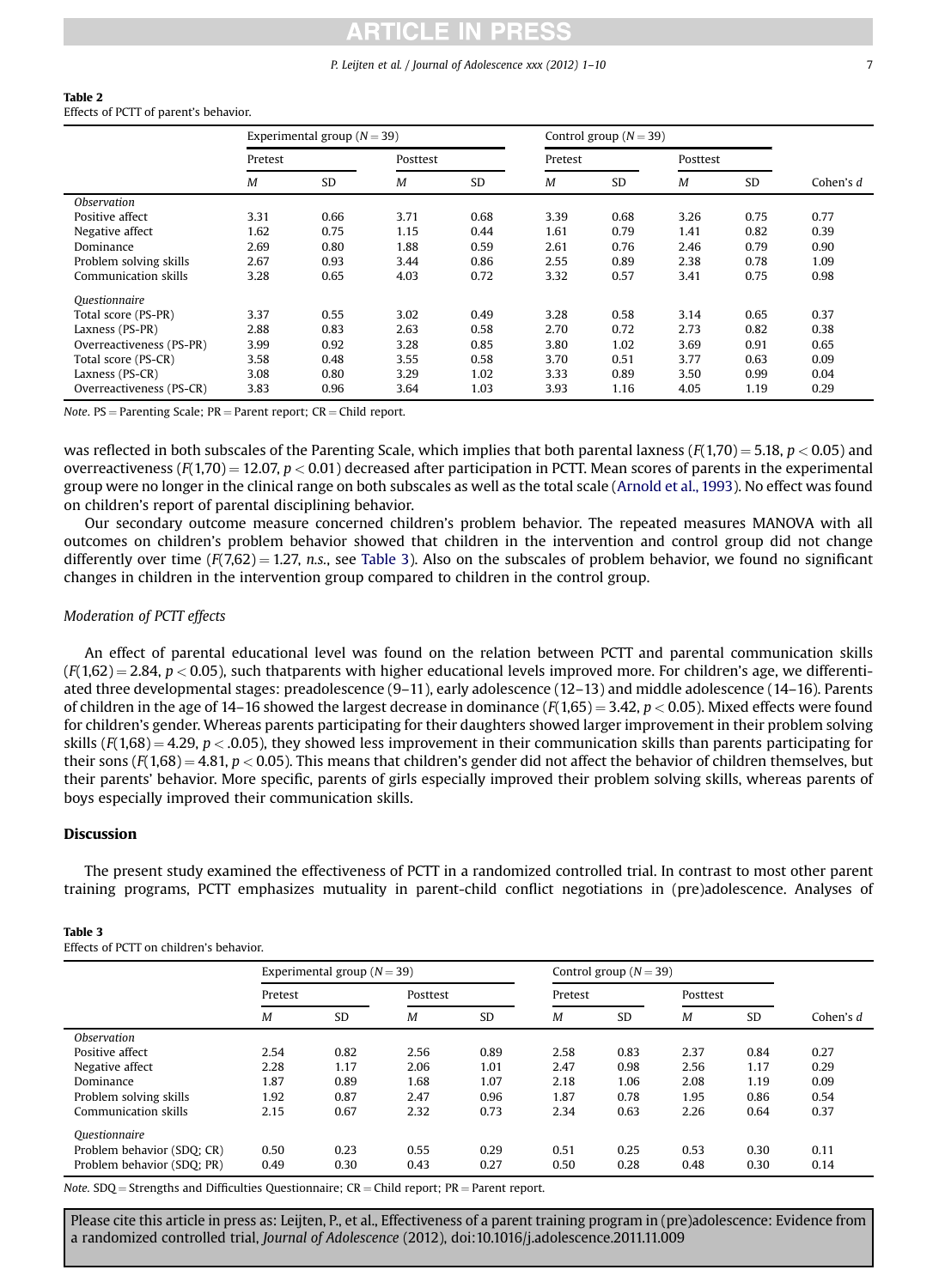**Table 2**
Effects of PCTT of parent's behavior.

| | Experimental group ($N = 39$) | | | | Control group ($N = 39$) | | | | |
|---|---|---|---|---|---|---|---|---|---|
| | Pretest | | Posttest | | Pretest | | Posttest | | |
| | *M* | SD | *M* | SD | *M* | SD | *M* | SD | Cohen's *d* |
| *Observation* | | | | | | | | | |
| Positive affect | 3.31 | 0.66 | 3.71 | 0.68 | 3.39 | 0.68 | 3.26 | 0.75 | 0.77 |
| Negative affect | 1.62 | 0.75 | 1.15 | 0.44 | 1.61 | 0.79 | 1.41 | 0.82 | 0.39 |
| Dominance | 2.69 | 0.80 | 1.88 | 0.59 | 2.61 | 0.76 | 2.46 | 0.79 | 0.90 |
| Problem solving skills | 2.67 | 0.93 | 3.44 | 0.86 | 2.55 | 0.89 | 2.38 | 0.78 | 1.09 |
| Communication skills | 3.28 | 0.65 | 4.03 | 0.72 | 3.32 | 0.57 | 3.41 | 0.75 | 0.98 |
| *Questionnaire* | | | | | | | | | |
| Total score (PS-PR) | 3.37 | 0.55 | 3.02 | 0.49 | 3.28 | 0.58 | 3.14 | 0.65 | 0.37 |
| Laxness (PS-PR) | 2.88 | 0.83 | 2.63 | 0.58 | 2.70 | 0.72 | 2.73 | 0.82 | 0.38 |
| Overreactiveness (PS-PR) | 3.99 | 0.92 | 3.28 | 0.85 | 3.80 | 1.02 | 3.69 | 0.91 | 0.65 |
| Total score (PS-CR) | 3.58 | 0.48 | 3.55 | 0.58 | 3.70 | 0.51 | 3.77 | 0.63 | 0.09 |
| Laxness (PS-CR) | 3.08 | 0.80 | 3.29 | 1.02 | 3.33 | 0.89 | 3.50 | 0.99 | 0.04 |
| Overreactiveness (PS-CR) | 3.83 | 0.96 | 3.64 | 1.03 | 3.93 | 1.16 | 4.05 | 1.19 | 0.29 |

*Note*. PS = Parenting Scale; PR = Parent report; CR = Child report.

was reflected in both subscales of the Parenting Scale, which implies that both parental laxness ($F(1,70) = 5.18$, $p < 0.05$) and overreactiveness ($F(1,70) = 12.07$, $p < 0.01$) decreased after participation in PCTT. Mean scores of parents in the experimental group were no longer in the clinical range on both subscales as well as the total scale (Arnold et al., 1993). No effect was found on children's report of parental disciplining behavior.

Our secondary outcome measure concerned children's problem behavior. The repeated measures MANOVA with all outcomes on children's problem behavior showed that children in the intervention and control group did not change differently over time ($F(7,62) = 1.27$, *n.s.*, see Table 3). Also on the subscales of problem behavior, we found no significant changes in children in the intervention group compared to children in the control group.

### *Moderation of PCTT effects*

An effect of parental educational level was found on the relation between PCTT and parental communication skills ($F(1,62) = 2.84$, $p < 0.05$), such thatparents with higher educational levels improved more. For children's age, we differentiated three developmental stages: preadolescence (9–11), early adolescence (12–13) and middle adolescence (14–16). Parents of children in the age of 14–16 showed the largest decrease in dominance ($F(1,65) = 3.42$, $p < 0.05$). Mixed effects were found for children's gender. Whereas parents participating for their daughters showed larger improvement in their problem solving skills ($F(1,68) = 4.29$, $p < .0.05$), they showed less improvement in their communication skills than parents participating for their sons ($F(1,68) = 4.81$, $p < 0.05$). This means that children's gender did not affect the behavior of children themselves, but their parents' behavior. More specific, parents of girls especially improved their problem solving skills, whereas parents of boys especially improved their communication skills.

## Discussion

The present study examined the effectiveness of PCTT in a randomized controlled trial. In contrast to most other parent training programs, PCTT emphasizes mutuality in parent-child conflict negotiations in (pre)adolescence. Analyses of

**Table 3**
Effects of PCTT on children's behavior.

| | Experimental group ($N = 39$) | | | | Control group ($N = 39$) | | | | |
|---|---|---|---|---|---|---|---|---|---|
| | Pretest | | Posttest | | Pretest | | Posttest | | |
| | *M* | SD | *M* | SD | *M* | SD | *M* | SD | Cohen's *d* |
| *Observation* | | | | | | | | | |
| Positive affect | 2.54 | 0.82 | 2.56 | 0.89 | 2.58 | 0.83 | 2.37 | 0.84 | 0.27 |
| Negative affect | 2.28 | 1.17 | 2.06 | 1.01 | 2.47 | 0.98 | 2.56 | 1.17 | 0.29 |
| Dominance | 1.87 | 0.89 | 1.68 | 1.07 | 2.18 | 1.06 | 2.08 | 1.19 | 0.09 |
| Problem solving skills | 1.92 | 0.87 | 2.47 | 0.96 | 1.87 | 0.78 | 1.95 | 0.86 | 0.54 |
| Communication skills | 2.15 | 0.67 | 2.32 | 0.73 | 2.34 | 0.63 | 2.26 | 0.64 | 0.37 |
| *Questionnaire* | | | | | | | | | |
| Problem behavior (SDQ; CR) | 0.50 | 0.23 | 0.55 | 0.29 | 0.51 | 0.25 | 0.53 | 0.30 | 0.11 |
| Problem behavior (SDQ; PR) | 0.49 | 0.30 | 0.43 | 0.27 | 0.50 | 0.28 | 0.48 | 0.30 | 0.14 |

*Note*. SDQ = Strengths and Difficulties Questionnaire; CR = Child report; PR = Parent report.

Please cite this article in press as: Leijten, P., et al., Effectiveness of a parent training program in (pre)adolescence: Evidence from a randomized controlled trial, *Journal of Adolescence* (2012), doi:10.1016/j.adolescence.2011.11.009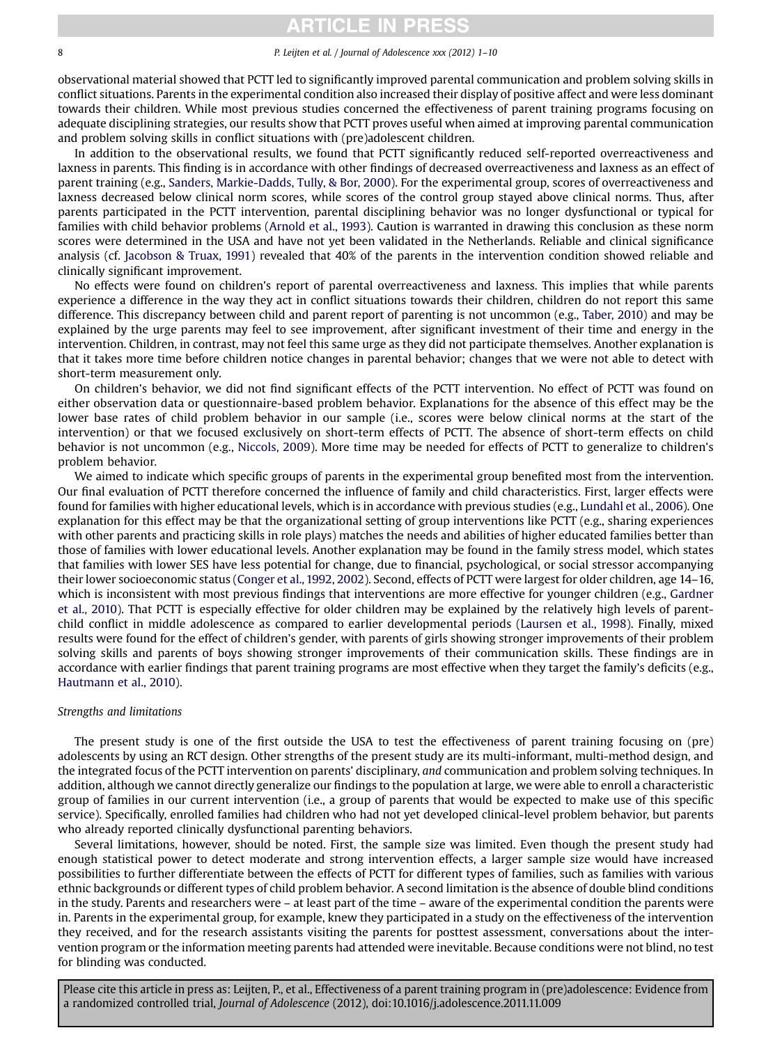observational material showed that PCTT led to significantly improved parental communication and problem solving skills in conflict situations. Parents in the experimental condition also increased their display of positive affect and were less dominant towards their children. While most previous studies concerned the effectiveness of parent training programs focusing on adequate disciplining strategies, our results show that PCTT proves useful when aimed at improving parental communication and problem solving skills in conflict situations with (pre)adolescent children.

In addition to the observational results, we found that PCTT significantly reduced self-reported overreactiveness and laxness in parents. This finding is in accordance with other findings of decreased overreactiveness and laxness as an effect of parent training (e.g., Sanders, Markie-Dadds, Tully, & Bor, 2000). For the experimental group, scores of overreactiveness and laxness decreased below clinical norm scores, while scores of the control group stayed above clinical norms. Thus, after parents participated in the PCTT intervention, parental disciplining behavior was no longer dysfunctional or typical for families with child behavior problems (Arnold et al., 1993). Caution is warranted in drawing this conclusion as these norm scores were determined in the USA and have not yet been validated in the Netherlands. Reliable and clinical significance analysis (cf. Jacobson & Truax, 1991) revealed that 40% of the parents in the intervention condition showed reliable and clinically significant improvement.

No effects were found on children's report of parental overreactiveness and laxness. This implies that while parents experience a difference in the way they act in conflict situations towards their children, children do not report this same difference. This discrepancy between child and parent report of parenting is not uncommon (e.g., Taber, 2010) and may be explained by the urge parents may feel to see improvement, after significant investment of their time and energy in the intervention. Children, in contrast, may not feel this same urge as they did not participate themselves. Another explanation is that it takes more time before children notice changes in parental behavior; changes that we were not able to detect with short-term measurement only.

On children's behavior, we did not find significant effects of the PCTT intervention. No effect of PCTT was found on either observation data or questionnaire-based problem behavior. Explanations for the absence of this effect may be the lower base rates of child problem behavior in our sample (i.e., scores were below clinical norms at the start of the intervention) or that we focused exclusively on short-term effects of PCTT. The absence of short-term effects on child behavior is not uncommon (e.g., Niccols, 2009). More time may be needed for effects of PCTT to generalize to children's problem behavior.

We aimed to indicate which specific groups of parents in the experimental group benefited most from the intervention. Our final evaluation of PCTT therefore concerned the influence of family and child characteristics. First, larger effects were found for families with higher educational levels, which is in accordance with previous studies (e.g., Lundahl et al., 2006). One explanation for this effect may be that the organizational setting of group interventions like PCTT (e.g., sharing experiences with other parents and practicing skills in role plays) matches the needs and abilities of higher educated families better than those of families with lower educational levels. Another explanation may be found in the family stress model, which states that families with lower SES have less potential for change, due to financial, psychological, or social stressor accompanying their lower socioeconomic status (Conger et al., 1992, 2002). Second, effects of PCTT were largest for older children, age 14–16, which is inconsistent with most previous findings that interventions are more effective for younger children (e.g., Gardner et al., 2010). That PCTT is especially effective for older children may be explained by the relatively high levels of parent-child conflict in middle adolescence as compared to earlier developmental periods (Laursen et al., 1998). Finally, mixed results were found for the effect of children's gender, with parents of girls showing stronger improvements of their problem solving skills and parents of boys showing stronger improvements of their communication skills. These findings are in accordance with earlier findings that parent training programs are most effective when they target the family's deficits (e.g., Hautmann et al., 2010).

*Strengths and limitations*

The present study is one of the first outside the USA to test the effectiveness of parent training focusing on (pre) adolescents by using an RCT design. Other strengths of the present study are its multi-informant, multi-method design, and the integrated focus of the PCTT intervention on parents' disciplinary, *and* communication and problem solving techniques. In addition, although we cannot directly generalize our findings to the population at large, we were able to enroll a characteristic group of families in our current intervention (i.e., a group of parents that would be expected to make use of this specific service). Specifically, enrolled families had children who had not yet developed clinical-level problem behavior, but parents who already reported clinically dysfunctional parenting behaviors.

Several limitations, however, should be noted. First, the sample size was limited. Even though the present study had enough statistical power to detect moderate and strong intervention effects, a larger sample size would have increased possibilities to further differentiate between the effects of PCTT for different types of families, such as families with various ethnic backgrounds or different types of child problem behavior. A second limitation is the absence of double blind conditions in the study. Parents and researchers were – at least part of the time – aware of the experimental condition the parents were in. Parents in the experimental group, for example, knew they participated in a study on the effectiveness of the intervention they received, and for the research assistants visiting the parents for posttest assessment, conversations about the intervention program or the information meeting parents had attended were inevitable. Because conditions were not blind, no test for blinding was conducted.

Please cite this article in press as: Leijten, P., et al., Effectiveness of a parent training program in (pre)adolescence: Evidence from a randomized controlled trial, *Journal of Adolescence* (2012), doi:10.1016/j.adolescence.2011.11.009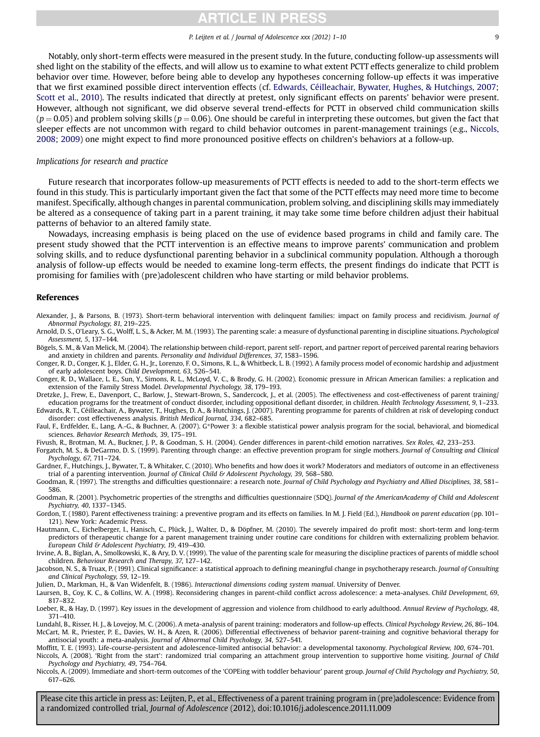Notably, only short-term effects were measured in the present study. In the future, conducting follow-up assessments will shed light on the stability of the effects, and will allow us to examine to what extent PCTT effects generalize to child problem behavior over time. However, before being able to develop any hypotheses concerning follow-up effects it was imperative that we first examined possible direct intervention effects (cf. Edwards, Céilleachair, Bywater, Hughes, & Hutchings, 2007; Scott et al., 2010). The results indicated that directly at pretest, only significant effects on parents' behavior were present. However, although not significant, we did observe several trend-effects for PCTT in observed child communication skills ($p = 0.05$) and problem solving skills ($p = 0.06$). One should be careful in interpreting these outcomes, but given the fact that sleeper effects are not uncommon with regard to child behavior outcomes in parent-management trainings (e.g., Niccols, 2008; 2009) one might expect to find more pronounced positive effects on children's behaviors at a follow-up.

*Implications for research and practice*

Future research that incorporates follow-up measurements of PCTT effects is needed to add to the short-term effects we found in this study. This is particularly important given the fact that some of the PCTT effects may need more time to become manifest. Specifically, although changes in parental communication, problem solving, and disciplining skills may immediately be altered as a consequence of taking part in a parent training, it may take some time before children adjust their habitual patterns of behavior to an altered family state.

Nowadays, increasing emphasis is being placed on the use of evidence based programs in child and family care. The present study showed that the PCTT intervention is an effective means to improve parents' communication and problem solving skills, and to reduce dysfunctional parenting behavior in a subclinical community population. Although a thorough analysis of follow-up effects would be needed to examine long-term effects, the present findings do indicate that PCTT is promising for families with (pre)adolescent children who have starting or mild behavior problems.

## References

Alexander, J., & Parsons, B. (1973). Short-term behavioral intervention with delinquent families: impact on family process and recidivism. *Journal of Abnormal Psychology, 81*, 219–225.

Arnold, D. S., O'Leary, S. G., Wolff, L. S., & Acker, M. M. (1993). The parenting scale: a measure of dysfunctional parenting in discipline situations. *Psychological Assessment, 5*, 137–144.

Bögels, S. M., & Van Melick, M. (2004). The relationship between child-report, parent self- report, and partner report of perceived parental rearing behaviors and anxiety in children and parents. *Personality and Individual Differences, 37*, 1583–1596.

Conger, R. D., Conger, K. J., Elder, G. H., Jr., Lorenzo, F. O., Simons, R. L., & Whitbeck, L. B. (1992). A family process model of economic hardship and adjustment of early adolescent boys. *Child Development, 63*, 526–541.

Conger, R. D., Wallace, L. E., Sun, Y., Simons, R. L., McLoyd, V. C., & Brody, G. H. (2002). Economic pressure in African American families: a replication and extension of the Family Stress Model. *Developmental Psychology, 38*, 179–193.

Dretzke, J., Frew, E., Davenport, C., Barlow, J., Stewart-Brown, S., Sandercock, J., et al. (2005). The effectiveness and cost-effectiveness of parent training/education programs for the treatment of conduct disorder, including oppositional defiant disorder, in children. *Health Technology Assessment, 9*, 1–233.

Edwards, R. T., Céilleachair, A., Bywater, T., Hughes, D. A., & Hutchings, J. (2007). Parenting programme for parents of children at risk of developing conduct disorder: cost effectiveness analysis. *British Medical Journal, 334*, 682–685.

Faul, F., Erdfelder, E., Lang, A.-G., & Buchner, A. (2007). G*Power 3: a flexible statistical power analysis program for the social, behavioral, and biomedical sciences. *Behavior Research Methods, 39*, 175–191.

Fivush, R., Brotman, M. A., Buckner, J. P., & Goodman, S. H. (2004). Gender differences in parent-child emotion narratives. *Sex Roles, 42*, 233–253.

Forgatch, M. S., & DeGarmo, D. S. (1999). Parenting through change: an effective prevention program for single mothers. *Journal of Consulting and Clinical Psychology, 67*, 711–724.

Gardner, F., Hutchings, J., Bywater, T., & Whitaker, C. (2010). Who benefits and how does it work? Moderators and mediators of outcome in an effectiveness trial of a parenting intervention. *Journal of Clinical Child & Adolescent Psychology, 39*, 568–580.

Goodman, R. (1997). The strengths and difficulties questionnaire: a research note. *Journal of Child Psychology and Psychiatry and Allied Disciplines, 38*, 581–586.

Goodman, R. (2001). Psychometric properties of the strengths and difficulties questionnaire (SDQ). *Journal of the AmericanAcademy of Child and Adolescent Psychiatry, 40*, 1337–1345.

Gordon, T. (1980). Parent effectiveness training: a preventive program and its effects on families. In M. J. Field (Ed.), *Handbook on parent education* (pp. 101–121). New York: Academic Press.

Hautmann, C., Eichelberger, I., Hanisch, C., Plück, J., Walter, D., & Döpfner, M. (2010). The severely impaired do profit most: short-term and long-term predictors of therapeutic change for a parent management training under routine care conditions for children with externalizing problem behavior. *European Child & Adolescent Psychiatry, 19*, 419–430.

Irvine, A. B., Biglan, A., Smolkowski, K., & Ary, D. V. (1999). The value of the parenting scale for measuring the discipline practices of parents of middle school children. *Behaviour Research and Therapy, 37*, 127–142.

Jacobson, N. S., & Truax, P. (1991). Clinical significance: a statistical approach to defining meaningful change in psychotherapy research. *Journal of Consulting and Clinical Psychology, 59*, 12–19.

Julien, D., Markman, H., & Van Widenfelt, B. (1986). *Interactional dimensions coding system manual*. University of Denver.

Laursen, B., Coy, K. C., & Collins, W. A. (1998). Reconsidering changes in parent-child conflict across adolescence: a meta-analyses. *Child Development, 69*, 817–832.

Loeber, R., & Hay, D. (1997). Key issues in the development of aggression and violence from childhood to early adulthood. *Annual Review of Psychology, 48*, 371–410.

Lundahl, B., Risser, H. J., & Lovejoy, M. C. (2006). A meta-analysis of parent training: moderators and follow-up effects. *Clinical Psychology Review, 26*, 86–104.

McCart, M. R., Priester, P. E., Davies, W. H., & Azen, R. (2006). Differential effectiveness of behavior parent-training and cognitive behavioral therapy for antisocial youth: a meta-analysis. *Journal of Abnormal Child Psychology, 34*, 527–541.

Moffitt, T. E. (1993). Life-course-persistent and adolescence-limited antisocial behavior: a developmental taxonomy. *Psychological Review, 100*, 674–701.

Niccols, A. (2008). 'Right from the start': randomized trial comparing an attachment group intervention to supportive home visiting. *Journal of Child Psychology and Psychiatry, 49*, 754–764.

Niccols, A. (2009). Immediate and short-term outcomes of the 'COPEing with toddler behaviour' parent group. *Journal of Child Psychology and Psychiatry, 50*, 617–626.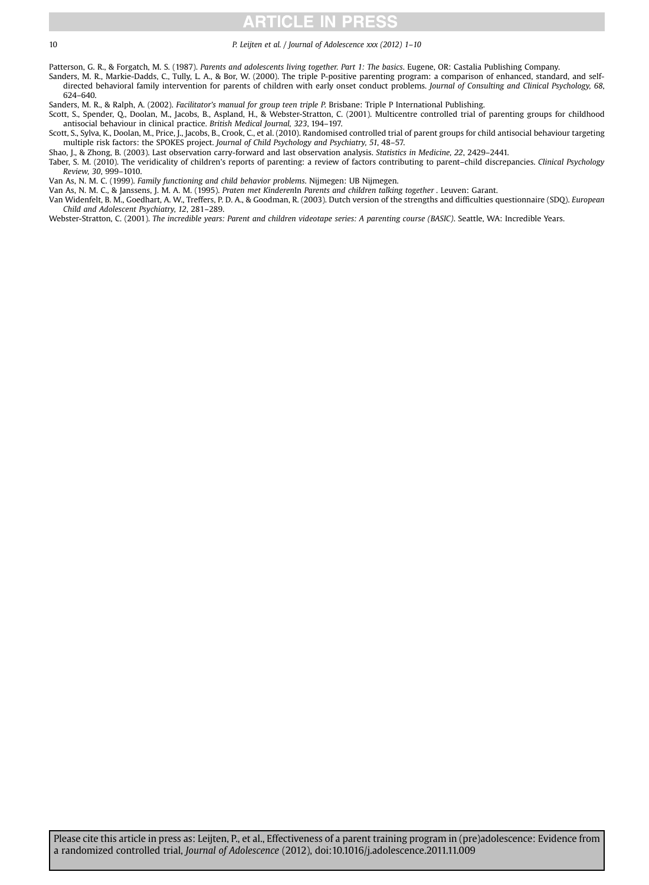Patterson, G. R., & Forgatch, M. S. (1987). *Parents and adolescents living together. Part 1: The basics*. Eugene, OR: Castalia Publishing Company.

Sanders, M. R., Markie-Dadds, C., Tully, L. A., & Bor, W. (2000). The triple P-positive parenting program: a comparison of enhanced, standard, and self-directed behavioral family intervention for parents of children with early onset conduct problems. *Journal of Consulting and Clinical Psychology, 68*, 624–640.

Sanders, M. R., & Ralph, A. (2002). *Facilitator's manual for group teen triple P*. Brisbane: Triple P International Publishing.

Scott, S., Spender, Q., Doolan, M., Jacobs, B., Aspland, H., & Webster-Stratton, C. (2001). Multicentre controlled trial of parenting groups for childhood antisocial behaviour in clinical practice. *British Medical Journal, 323*, 194–197.

Scott, S., Sylva, K., Doolan, M., Price, J., Jacobs, B., Crook, C., et al. (2010). Randomised controlled trial of parent groups for child antisocial behaviour targeting multiple risk factors: the SPOKES project. *Journal of Child Psychology and Psychiatry, 51*, 48–57.

Shao, J., & Zhong, B. (2003). Last observation carry-forward and last observation analysis. *Statistics in Medicine, 22*, 2429–2441.

Taber, S. M. (2010). The veridicality of children's reports of parenting: a review of factors contributing to parent–child discrepancies. *Clinical Psychology Review, 30*, 999–1010.

Van As, N. M. C. (1999). *Family functioning and child behavior problems*. Nijmegen: UB Nijmegen.

Van As, N. M. C., & Janssens, J. M. A. M. (1995). *Praten met Kinderen*In *Parents and children talking together* . Leuven: Garant.

Van Widenfelt, B. M., Goedhart, A. W., Treffers, P. D. A., & Goodman, R. (2003). Dutch version of the strengths and difficulties questionnaire (SDQ). *European Child and Adolescent Psychiatry, 12*, 281–289.

Webster-Stratton, C. (2001). *The incredible years: Parent and children videotape series: A parenting course (BASIC)*. Seattle, WA: Incredible Years.

Please cite this article in press as: Leijten, P., et al., Effectiveness of a parent training program in (pre)adolescence: Evidence from a randomized controlled trial, *Journal of Adolescence* (2012), doi:10.1016/j.adolescence.2011.11.009